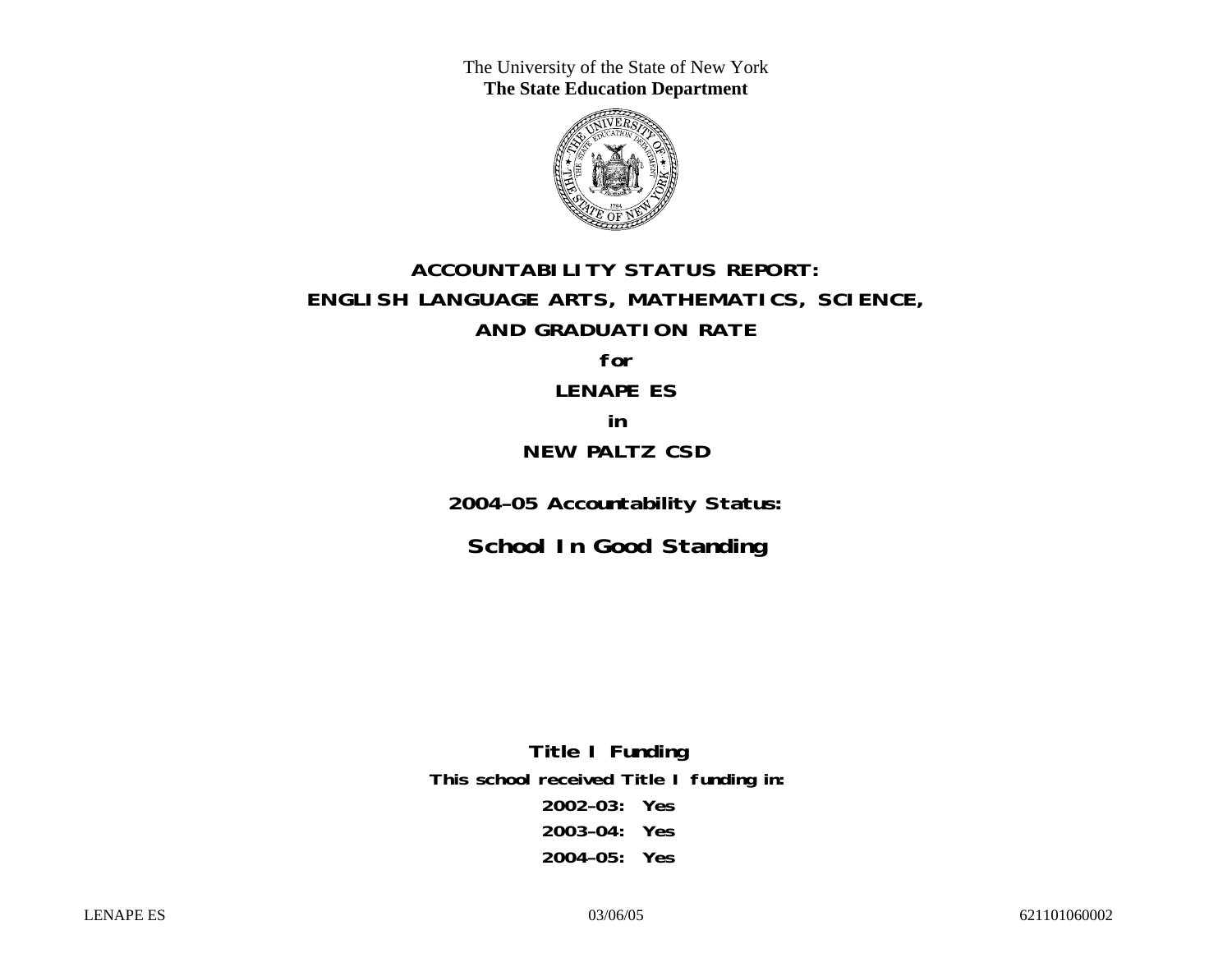The University of the State of New York
**The State Education Department**

# ACCOUNTABILITY STATUS REPORT: ENGLISH LANGUAGE ARTS, MATHEMATICS, SCIENCE, AND GRADUATION RATE

**for**

**LENAPE ES**

**in**

**NEW PALTZ CSD**

## 2004–05 Accountability Status:

## School In Good Standing

**Title I Funding**

**This school received Title I funding in:**

**2002–03: Yes**

**2003–04: Yes**

**2004–05: Yes**

LENAPE ES 03/06/05 621101060002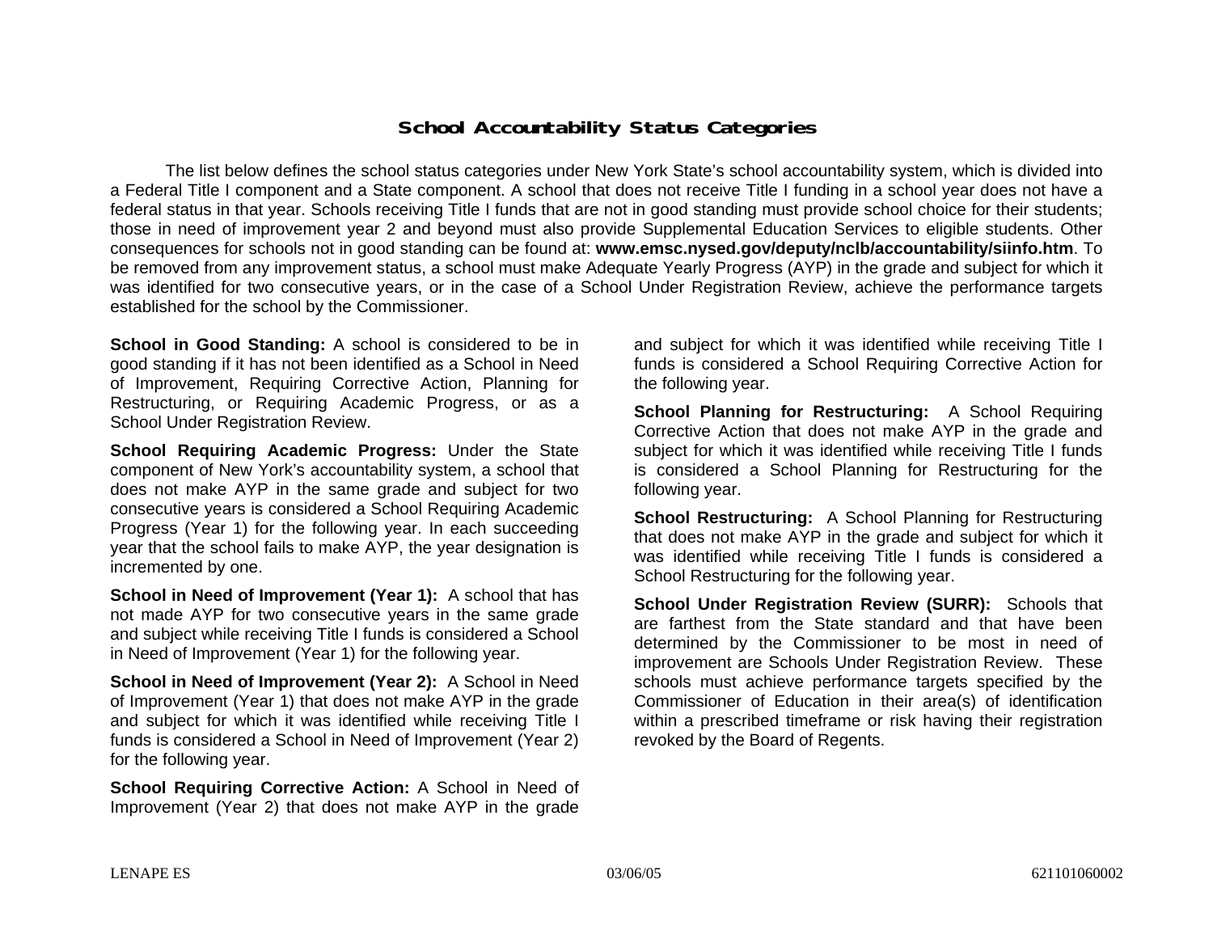## School Accountability Status Categories

The list below defines the school status categories under New York State's school accountability system, which is divided into a Federal Title I component and a State component. A school that does not receive Title I funding in a school year does not have a federal status in that year. Schools receiving Title I funds that are not in good standing must provide school choice for their students; those in need of improvement year 2 and beyond must also provide Supplemental Education Services to eligible students. Other consequences for schools not in good standing can be found at: **www.emsc.nysed.gov/deputy/nclb/accountability/siinfo.htm**. To be removed from any improvement status, a school must make Adequate Yearly Progress (AYP) in the grade and subject for which it was identified for two consecutive years, or in the case of a School Under Registration Review, achieve the performance targets established for the school by the Commissioner.

**School in Good Standing:** A school is considered to be in good standing if it has not been identified as a School in Need of Improvement, Requiring Corrective Action, Planning for Restructuring, or Requiring Academic Progress, or as a School Under Registration Review.

**School Requiring Academic Progress:** Under the State component of New York's accountability system, a school that does not make AYP in the same grade and subject for two consecutive years is considered a School Requiring Academic Progress (Year 1) for the following year. In each succeeding year that the school fails to make AYP, the year designation is incremented by one.

**School in Need of Improvement (Year 1):** A school that has not made AYP for two consecutive years in the same grade and subject while receiving Title I funds is considered a School in Need of Improvement (Year 1) for the following year.

**School in Need of Improvement (Year 2):** A School in Need of Improvement (Year 1) that does not make AYP in the grade and subject for which it was identified while receiving Title I funds is considered a School in Need of Improvement (Year 2) for the following year.

**School Requiring Corrective Action:** A School in Need of Improvement (Year 2) that does not make AYP in the grade and subject for which it was identified while receiving Title I funds is considered a School Requiring Corrective Action for the following year.

**School Planning for Restructuring:** A School Requiring Corrective Action that does not make AYP in the grade and subject for which it was identified while receiving Title I funds is considered a School Planning for Restructuring for the following year.

**School Restructuring:** A School Planning for Restructuring that does not make AYP in the grade and subject for which it was identified while receiving Title I funds is considered a School Restructuring for the following year.

**School Under Registration Review (SURR):** Schools that are farthest from the State standard and that have been determined by the Commissioner to be most in need of improvement are Schools Under Registration Review. These schools must achieve performance targets specified by the Commissioner of Education in their area(s) of identification within a prescribed timeframe or risk having their registration revoked by the Board of Regents.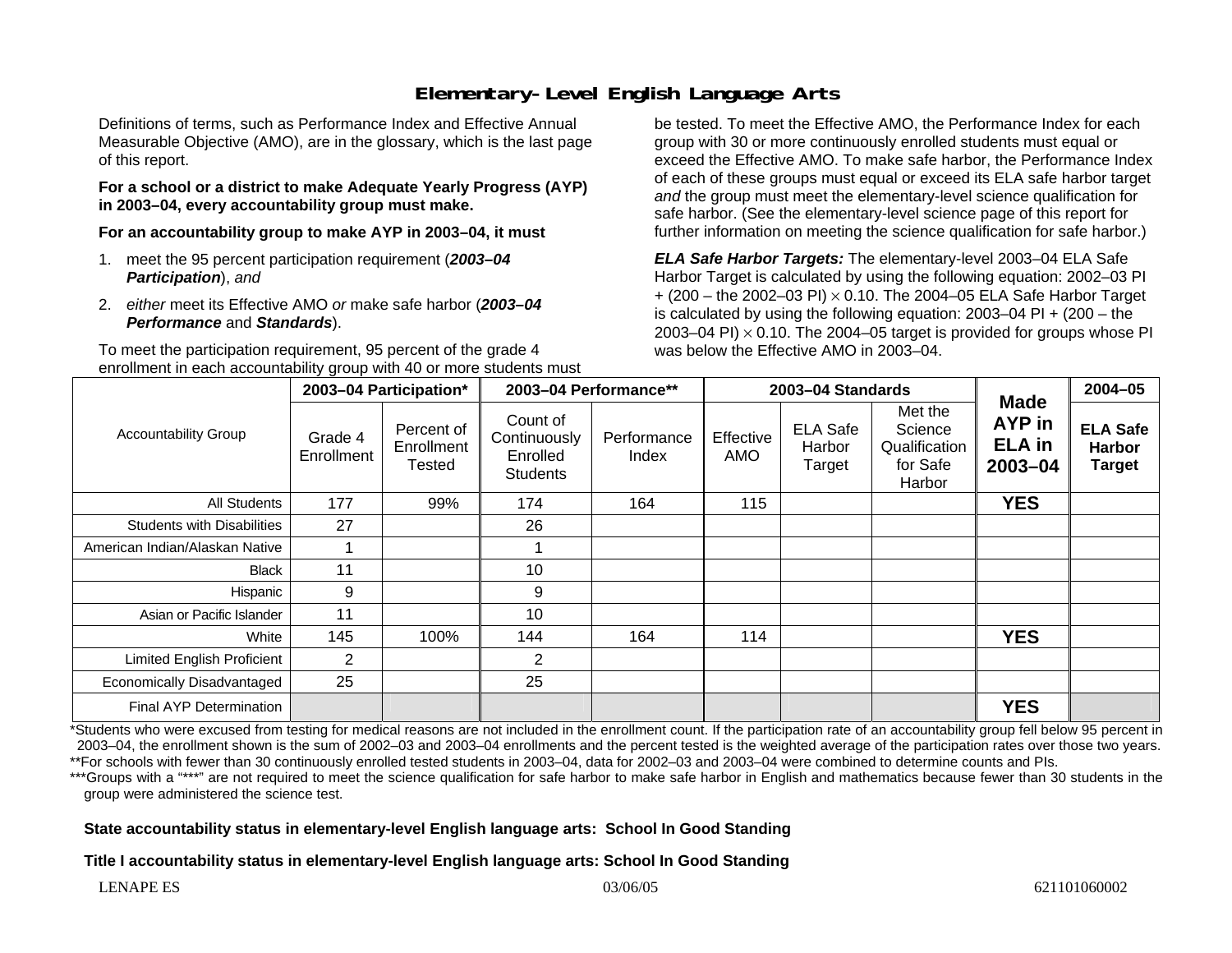# Elementary-Level English Language Arts

Definitions of terms, such as Performance Index and Effective Annual Measurable Objective (AMO), are in the glossary, which is the last page of this report.

**For a school or a district to make Adequate Yearly Progress (AYP) in 2003–04, every accountability group must make.**

**For an accountability group to make AYP in 2003–04, it must**

1. meet the 95 percent participation requirement (***2003–04 Participation***), *and*
2. *either* meet its Effective AMO *or* make safe harbor (***2003–04 Performance*** and ***Standards***).

To meet the participation requirement, 95 percent of the grade 4 enrollment in each accountability group with 40 or more students must be tested. To meet the Effective AMO, the Performance Index for each group with 30 or more continuously enrolled students must equal or exceed the Effective AMO. To make safe harbor, the Performance Index of each of these groups must equal or exceed its ELA safe harbor target *and* the group must meet the elementary-level science qualification for safe harbor. (See the elementary-level science page of this report for further information on meeting the science qualification for safe harbor.)

***ELA Safe Harbor Targets:*** The elementary-level 2003–04 ELA Safe Harbor Target is calculated by using the following equation: 2002–03 PI + (200 – the 2002–03 PI) $\times$ 0.10. The 2004–05 ELA Safe Harbor Target is calculated by using the following equation: 2003–04 PI + (200 – the 2003–04 PI) $\times$ 0.10. The 2004–05 target is provided for groups whose PI was below the Effective AMO in 2003–04.

| Accountability Group | 2003–04 Participation* | | 2003–04 Performance** | | 2003–04 Standards | | | Made AYP in ELA in 2003–04 | 2004–05 |
|---|---|---|---|---|---|---|---|---|---|
| | Grade 4 Enrollment | Percent of Enrollment Tested | Count of Continuously Enrolled Students | Performance Index | Effective AMO | ELA Safe Harbor Target | Met the Science Qualification for Safe Harbor | | ELA Safe Harbor Target |
| All Students | 177 | 99% | 174 | 164 | 115 | | | **YES** | |
| Students with Disabilities | 27 | | 26 | | | | | | |
| American Indian/Alaskan Native | 1 | | 1 | | | | | | |
| Black | 11 | | 10 | | | | | | |
| Hispanic | 9 | | 9 | | | | | | |
| Asian or Pacific Islander | 11 | | 10 | | | | | | |
| White | 145 | 100% | 144 | 164 | 114 | | | **YES** | |
| Limited English Proficient | 2 | | 2 | | | | | | |
| Economically Disadvantaged | 25 | | 25 | | | | | | |
| Final AYP Determination | | | | | | | | **YES** | |

*Students who were excused from testing for medical reasons are not included in the enrollment count. If the participation rate of an accountability group fell below 95 percent in 2003–04, the enrollment shown is the sum of 2002–03 and 2003–04 enrollments and the percent tested is the weighted average of the participation rates over those two years.
**For schools with fewer than 30 continuously enrolled tested students in 2003–04, data for 2002–03 and 2003–04 were combined to determine counts and PIs.
***Groups with a "***" are not required to meet the science qualification for safe harbor to make safe harbor in English and mathematics because fewer than 30 students in the group were administered the science test.

**State accountability status in elementary-level English language arts: School In Good Standing**

**Title I accountability status in elementary-level English language arts: School In Good Standing**

LENAPE ES 03/06/05 621101060002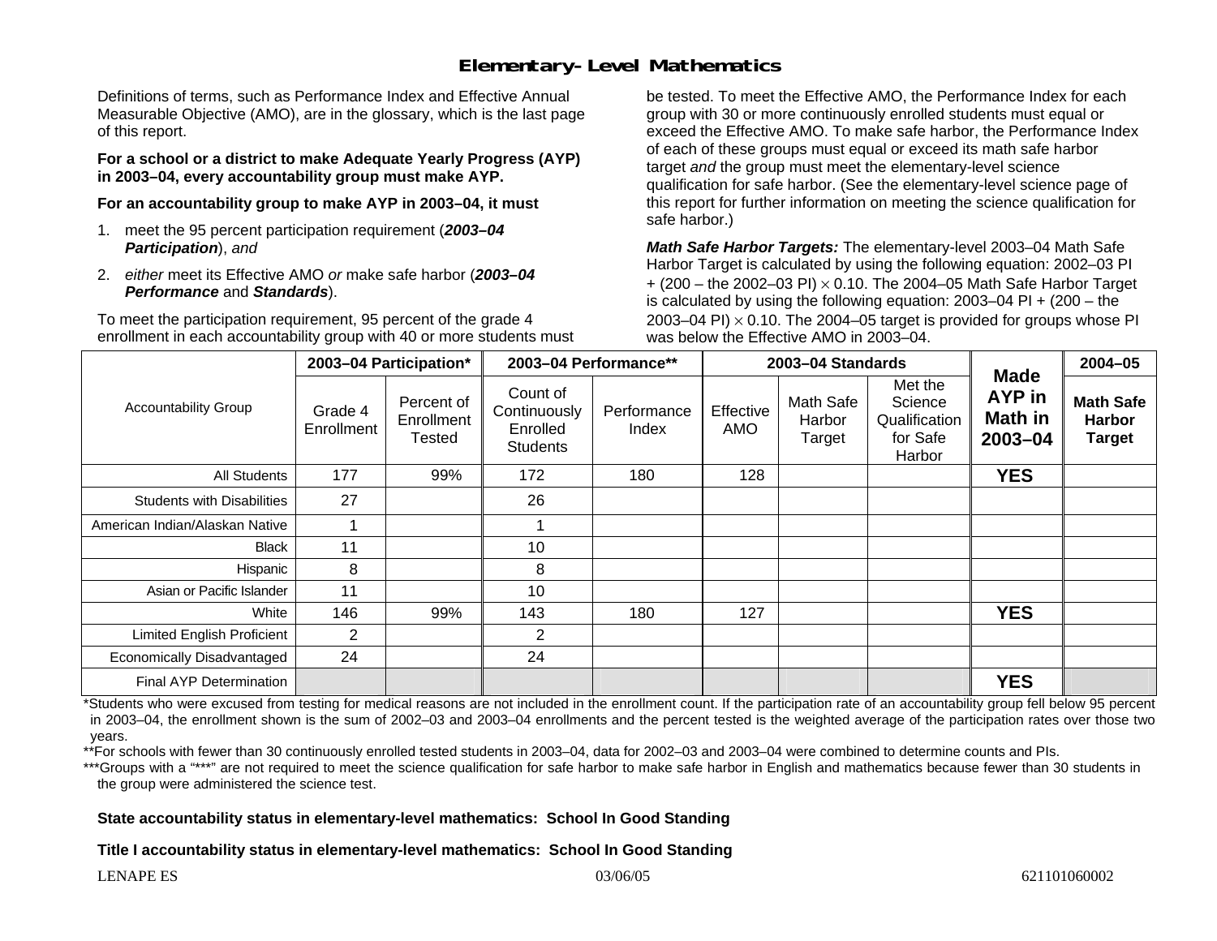# Elementary-Level Mathematics

Definitions of terms, such as Performance Index and Effective Annual Measurable Objective (AMO), are in the glossary, which is the last page of this report.

**For a school or a district to make Adequate Yearly Progress (AYP) in 2003–04, every accountability group must make AYP.**

**For an accountability group to make AYP in 2003–04, it must**

1. meet the 95 percent participation requirement (***2003–04 Participation***), *and*
2. *either* meet its Effective AMO *or* make safe harbor (***2003–04 Performance*** and ***Standards***).

To meet the participation requirement, 95 percent of the grade 4 enrollment in each accountability group with 40 or more students must be tested. To meet the Effective AMO, the Performance Index for each group with 30 or more continuously enrolled students must equal or exceed the Effective AMO. To make safe harbor, the Performance Index of each of these groups must equal or exceed its math safe harbor target *and* the group must meet the elementary-level science qualification for safe harbor. (See the elementary-level science page of this report for further information on meeting the science qualification for safe harbor.)

***Math Safe Harbor Targets:*** The elementary-level 2003–04 Math Safe Harbor Target is calculated by using the following equation: 2002–03 PI + (200 – the 2002–03 PI) $\times$ 0.10. The 2004–05 Math Safe Harbor Target is calculated by using the following equation: 2003–04 PI + (200 – the 2003–04 PI) $\times$ 0.10. The 2004–05 target is provided for groups whose PI was below the Effective AMO in 2003–04.

| Accountability Group | 2003–04 Participation* | | 2003–04 Performance** | | 2003–04 Standards | | | Made AYP in Math in 2003–04 | 2004–05 |
|---|---|---|---|---|---|---|---|---|---|
| | Grade 4 Enrollment | Percent of Enrollment Tested | Count of Continuously Enrolled Students | Performance Index | Effective AMO | Math Safe Harbor Target | Met the Science Qualification for Safe Harbor | | Math Safe Harbor Target |
| All Students | 177 | 99% | 172 | 180 | 128 | | | YES | |
| Students with Disabilities | 27 | | 26 | | | | | | |
| American Indian/Alaskan Native | 1 | | 1 | | | | | | |
| Black | 11 | | 10 | | | | | | |
| Hispanic | 8 | | 8 | | | | | | |
| Asian or Pacific Islander | 11 | | 10 | | | | | | |
| White | 146 | 99% | 143 | 180 | 127 | | | YES | |
| Limited English Proficient | 2 | | 2 | | | | | | |
| Economically Disadvantaged | 24 | | 24 | | | | | | |
| Final AYP Determination | | | | | | | | YES | |

*Students who were excused from testing for medical reasons are not included in the enrollment count. If the participation rate of an accountability group fell below 95 percent in 2003–04, the enrollment shown is the sum of 2002–03 and 2003–04 enrollments and the percent tested is the weighted average of the participation rates over those two years.

**For schools with fewer than 30 continuously enrolled tested students in 2003–04, data for 2002–03 and 2003–04 were combined to determine counts and PIs.

***Groups with a "***" are not required to meet the science qualification for safe harbor to make safe harbor in English and mathematics because fewer than 30 students in the group were administered the science test.

**State accountability status in elementary-level mathematics: School In Good Standing**

**Title I accountability status in elementary-level mathematics: School In Good Standing**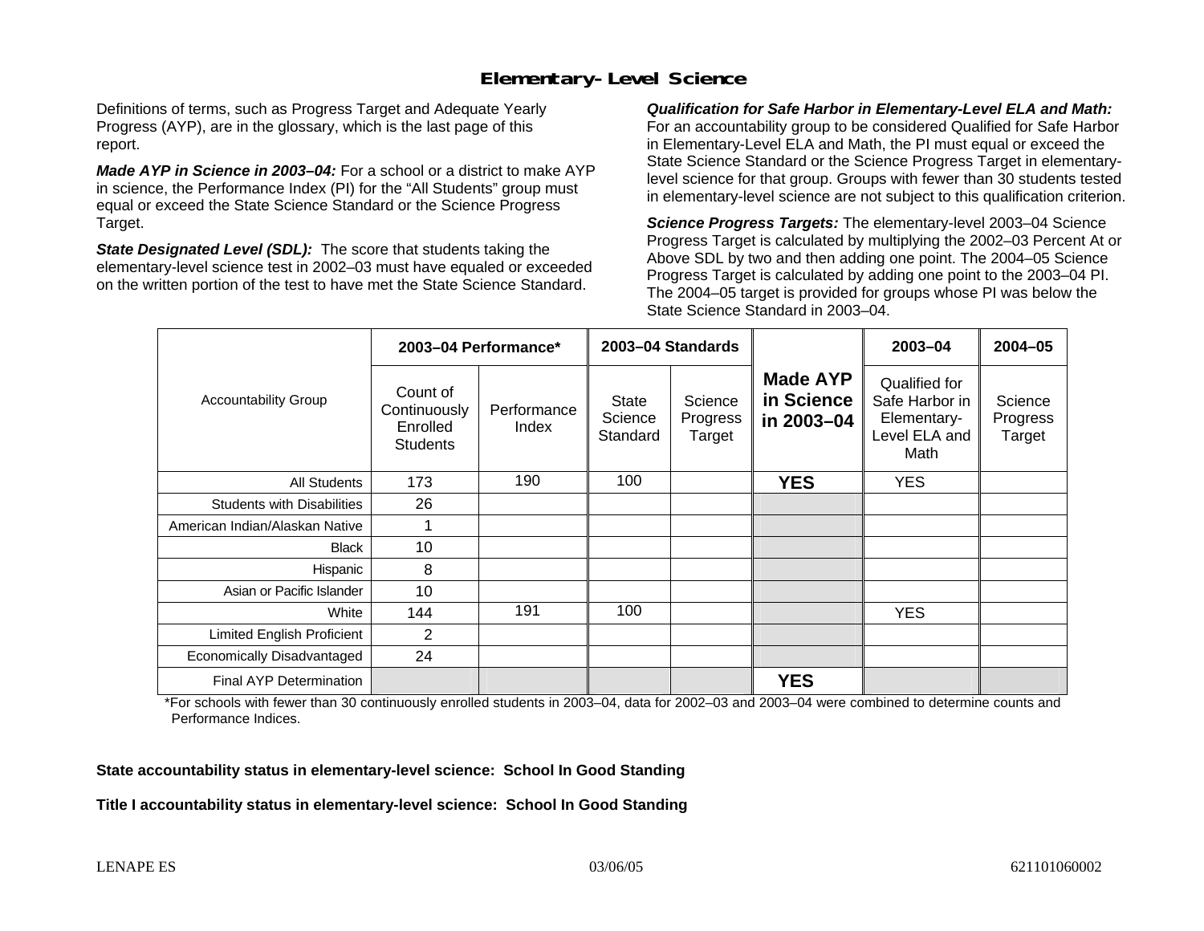## Elementary-Level Science

Definitions of terms, such as Progress Target and Adequate Yearly Progress (AYP), are in the glossary, which is the last page of this report.

***Made AYP in Science in 2003–04:*** For a school or a district to make AYP in science, the Performance Index (PI) for the "All Students" group must equal or exceed the State Science Standard or the Science Progress Target.

***State Designated Level (SDL):*** The score that students taking the elementary-level science test in 2002–03 must have equaled or exceeded on the written portion of the test to have met the State Science Standard.

***Qualification for Safe Harbor in Elementary-Level ELA and Math:*** For an accountability group to be considered Qualified for Safe Harbor in Elementary-Level ELA and Math, the PI must equal or exceed the State Science Standard or the Science Progress Target in elementary-level science for that group. Groups with fewer than 30 students tested in elementary-level science are not subject to this qualification criterion.

***Science Progress Targets:*** The elementary-level 2003–04 Science Progress Target is calculated by multiplying the 2002–03 Percent At or Above SDL by two and then adding one point. The 2004–05 Science Progress Target is calculated by adding one point to the 2003–04 PI. The 2004–05 target is provided for groups whose PI was below the State Science Standard in 2003–04.

| Accountability Group | 2003–04 Performance* | | 2003–04 Standards | | Made AYP in Science in 2003–04 | 2003–04 | 2004–05 |
|---|---|---|---|---|---|---|---|
| | Count of Continuously Enrolled Students | Performance Index | State Science Standard | Science Progress Target | | Qualified for Safe Harbor in Elementary-Level ELA and Math | Science Progress Target |
| All Students | 173 | 190 | 100 | | **YES** | YES | |
| Students with Disabilities | 26 | | | | | | |
| American Indian/Alaskan Native | 1 | | | | | | |
| Black | 10 | | | | | | |
| Hispanic | 8 | | | | | | |
| Asian or Pacific Islander | 10 | | | | | | |
| White | 144 | 191 | 100 | | | YES | |
| Limited English Proficient | 2 | | | | | | |
| Economically Disadvantaged | 24 | | | | | | |
| Final AYP Determination | | | | | **YES** | | |

*For schools with fewer than 30 continuously enrolled students in 2003–04, data for 2002–03 and 2003–04 were combined to determine counts and Performance Indices.

**State accountability status in elementary-level science: School In Good Standing**

**Title I accountability status in elementary-level science: School In Good Standing**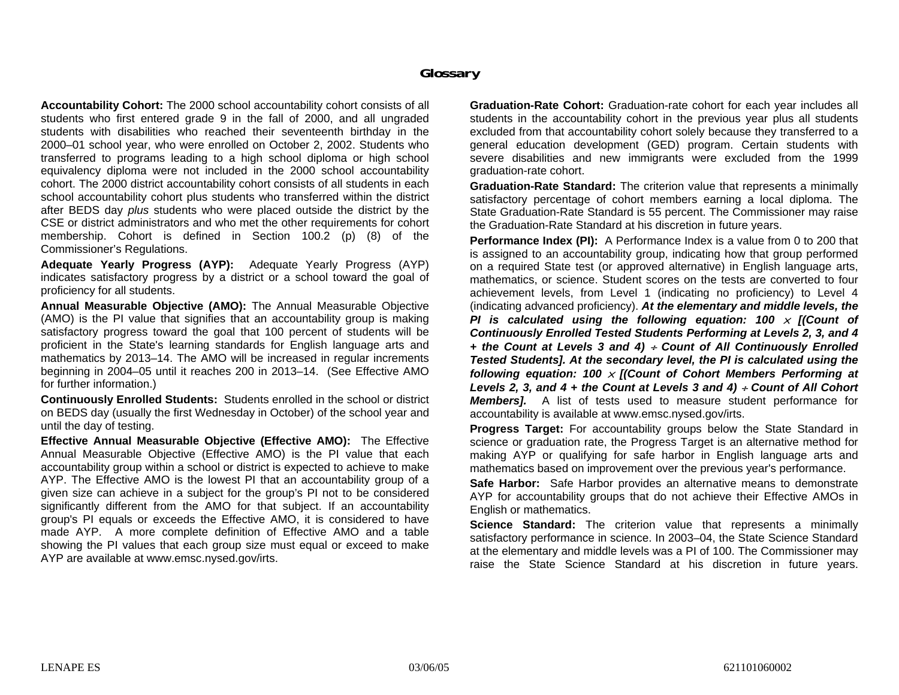# Glossary

**Accountability Cohort:** The 2000 school accountability cohort consists of all students who first entered grade 9 in the fall of 2000, and all ungraded students with disabilities who reached their seventeenth birthday in the 2000–01 school year, who were enrolled on October 2, 2002. Students who transferred to programs leading to a high school diploma or high school equivalency diploma were not included in the 2000 school accountability cohort. The 2000 district accountability cohort consists of all students in each school accountability cohort plus students who transferred within the district after BEDS day *plus* students who were placed outside the district by the CSE or district administrators and who met the other requirements for cohort membership. Cohort is defined in Section 100.2 (p) (8) of the Commissioner's Regulations.

**Adequate Yearly Progress (AYP):** Adequate Yearly Progress (AYP) indicates satisfactory progress by a district or a school toward the goal of proficiency for all students.

**Annual Measurable Objective (AMO):** The Annual Measurable Objective (AMO) is the PI value that signifies that an accountability group is making satisfactory progress toward the goal that 100 percent of students will be proficient in the State's learning standards for English language arts and mathematics by 2013–14. The AMO will be increased in regular increments beginning in 2004–05 until it reaches 200 in 2013–14. (See Effective AMO for further information.)

**Continuously Enrolled Students:** Students enrolled in the school or district on BEDS day (usually the first Wednesday in October) of the school year and until the day of testing.

**Effective Annual Measurable Objective (Effective AMO):** The Effective Annual Measurable Objective (Effective AMO) is the PI value that each accountability group within a school or district is expected to achieve to make AYP. The Effective AMO is the lowest PI that an accountability group of a given size can achieve in a subject for the group's PI not to be considered significantly different from the AMO for that subject. If an accountability group's PI equals or exceeds the Effective AMO, it is considered to have made AYP. A more complete definition of Effective AMO and a table showing the PI values that each group size must equal or exceed to make AYP are available at www.emsc.nysed.gov/irts.

**Graduation-Rate Cohort:** Graduation-rate cohort for each year includes all students in the accountability cohort in the previous year plus all students excluded from that accountability cohort solely because they transferred to a general education development (GED) program. Certain students with severe disabilities and new immigrants were excluded from the 1999 graduation-rate cohort.

**Graduation-Rate Standard:** The criterion value that represents a minimally satisfactory percentage of cohort members earning a local diploma. The State Graduation-Rate Standard is 55 percent. The Commissioner may raise the Graduation-Rate Standard at his discretion in future years.

**Performance Index (PI):** A Performance Index is a value from 0 to 200 that is assigned to an accountability group, indicating how that group performed on a required State test (or approved alternative) in English language arts, mathematics, or science. Student scores on the tests are converted to four achievement levels, from Level 1 (indicating no proficiency) to Level 4 (indicating advanced proficiency). ***At the elementary and middle levels, the PI is calculated using the following equation: 100 × [(Count of Continuously Enrolled Tested Students Performing at Levels 2, 3, and 4 + the Count at Levels 3 and 4) ÷ Count of All Continuously Enrolled Tested Students]. At the secondary level, the PI is calculated using the following equation: 100 × [(Count of Cohort Members Performing at Levels 2, 3, and 4 + the Count at Levels 3 and 4) ÷ Count of All Cohort Members].*** A list of tests used to measure student performance for accountability is available at www.emsc.nysed.gov/irts.

**Progress Target:** For accountability groups below the State Standard in science or graduation rate, the Progress Target is an alternative method for making AYP or qualifying for safe harbor in English language arts and mathematics based on improvement over the previous year's performance.

**Safe Harbor:** Safe Harbor provides an alternative means to demonstrate AYP for accountability groups that do not achieve their Effective AMOs in English or mathematics.

**Science Standard:** The criterion value that represents a minimally satisfactory performance in science. In 2003–04, the State Science Standard at the elementary and middle levels was a PI of 100. The Commissioner may raise the State Science Standard at his discretion in future years.